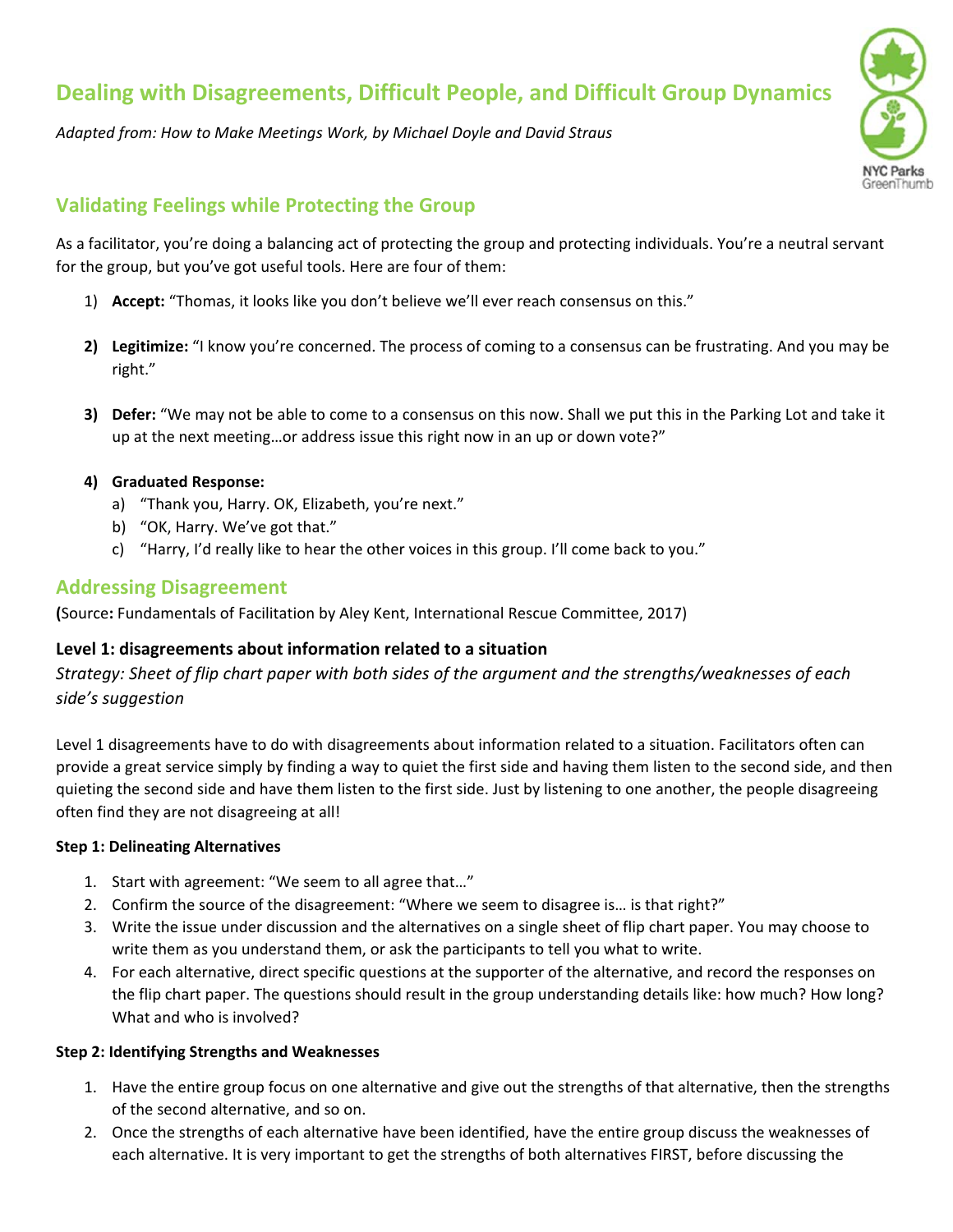# Dealing with Disagreements, Difficult People, and Difficult Group Dynamics

*Adapted from: How to Make Meetings Work, by Michael Doyle and David Straus*

## Validating Feelings while Protecting the Group

As a facilitator, you're doing a balancing act of protecting the group and protecting individuals. You're a neutral servant for the group, but you've got useful tools. Here are four of them:

1) **Accept:** "Thomas, it looks like you don't believe we'll ever reach consensus on this."

2) **Legitimize:** "I know you're concerned. The process of coming to a consensus can be frustrating. And you may be right."

3) **Defer:** "We may not be able to come to a consensus on this now. Shall we put this in the Parking Lot and take it up at the next meeting…or address issue this right now in an up or down vote?"

4) **Graduated Response:**
   a) "Thank you, Harry. OK, Elizabeth, you're next."
   b) "OK, Harry. We've got that."
   c) "Harry, I'd really like to hear the other voices in this group. I'll come back to you."

## Addressing Disagreement

**(**Source**:** Fundamentals of Facilitation by Aley Kent, International Rescue Committee, 2017)

### Level 1: disagreements about information related to a situation

*Strategy: Sheet of flip chart paper with both sides of the argument and the strengths/weaknesses of each side's suggestion*

Level 1 disagreements have to do with disagreements about information related to a situation. Facilitators often can provide a great service simply by finding a way to quiet the first side and having them listen to the second side, and then quieting the second side and have them listen to the first side. Just by listening to one another, the people disagreeing often find they are not disagreeing at all!

**Step 1: Delineating Alternatives**

1. Start with agreement: "We seem to all agree that…"
2. Confirm the source of the disagreement: "Where we seem to disagree is… is that right?"
3. Write the issue under discussion and the alternatives on a single sheet of flip chart paper. You may choose to write them as you understand them, or ask the participants to tell you what to write.
4. For each alternative, direct specific questions at the supporter of the alternative, and record the responses on the flip chart paper. The questions should result in the group understanding details like: how much? How long? What and who is involved?

**Step 2: Identifying Strengths and Weaknesses**

1. Have the entire group focus on one alternative and give out the strengths of that alternative, then the strengths of the second alternative, and so on.
2. Once the strengths of each alternative have been identified, have the entire group discuss the weaknesses of each alternative. It is very important to get the strengths of both alternatives FIRST, before discussing the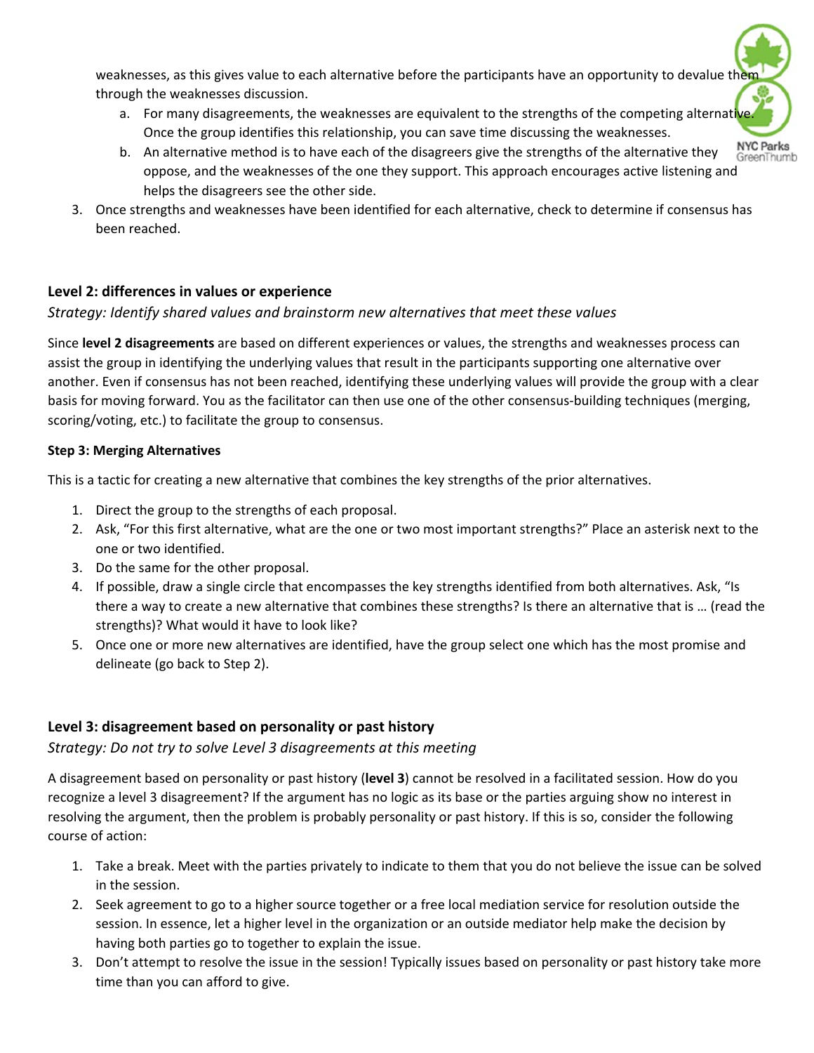weaknesses, as this gives value to each alternative before the participants have an opportunity to devalue them through the weaknesses discussion.

   a. For many disagreements, the weaknesses are equivalent to the strengths of the competing alternative. Once the group identifies this relationship, you can save time discussing the weaknesses.
   b. An alternative method is to have each of the disagreers give the strengths of the alternative they oppose, and the weaknesses of the one they support. This approach encourages active listening and helps the disagreers see the other side.

3. Once strengths and weaknesses have been identified for each alternative, check to determine if consensus has been reached.

### Level 2: differences in values or experience

*Strategy: Identify shared values and brainstorm new alternatives that meet these values*

Since **level 2 disagreements** are based on different experiences or values, the strengths and weaknesses process can assist the group in identifying the underlying values that result in the participants supporting one alternative over another. Even if consensus has not been reached, identifying these underlying values will provide the group with a clear basis for moving forward. You as the facilitator can then use one of the other consensus-building techniques (merging, scoring/voting, etc.) to facilitate the group to consensus.

#### Step 3: Merging Alternatives

This is a tactic for creating a new alternative that combines the key strengths of the prior alternatives.

1. Direct the group to the strengths of each proposal.
2. Ask, "For this first alternative, what are the one or two most important strengths?" Place an asterisk next to the one or two identified.
3. Do the same for the other proposal.
4. If possible, draw a single circle that encompasses the key strengths identified from both alternatives. Ask, "Is there a way to create a new alternative that combines these strengths? Is there an alternative that is … (read the strengths)? What would it have to look like?
5. Once one or more new alternatives are identified, have the group select one which has the most promise and delineate (go back to Step 2).

### Level 3: disagreement based on personality or past history

*Strategy: Do not try to solve Level 3 disagreements at this meeting*

A disagreement based on personality or past history (**level 3**) cannot be resolved in a facilitated session. How do you recognize a level 3 disagreement? If the argument has no logic as its base or the parties arguing show no interest in resolving the argument, then the problem is probably personality or past history. If this is so, consider the following course of action:

1. Take a break. Meet with the parties privately to indicate to them that you do not believe the issue can be solved in the session.
2. Seek agreement to go to a higher source together or a free local mediation service for resolution outside the session. In essence, let a higher level in the organization or an outside mediator help make the decision by having both parties go to together to explain the issue.
3. Don't attempt to resolve the issue in the session! Typically issues based on personality or past history take more time than you can afford to give.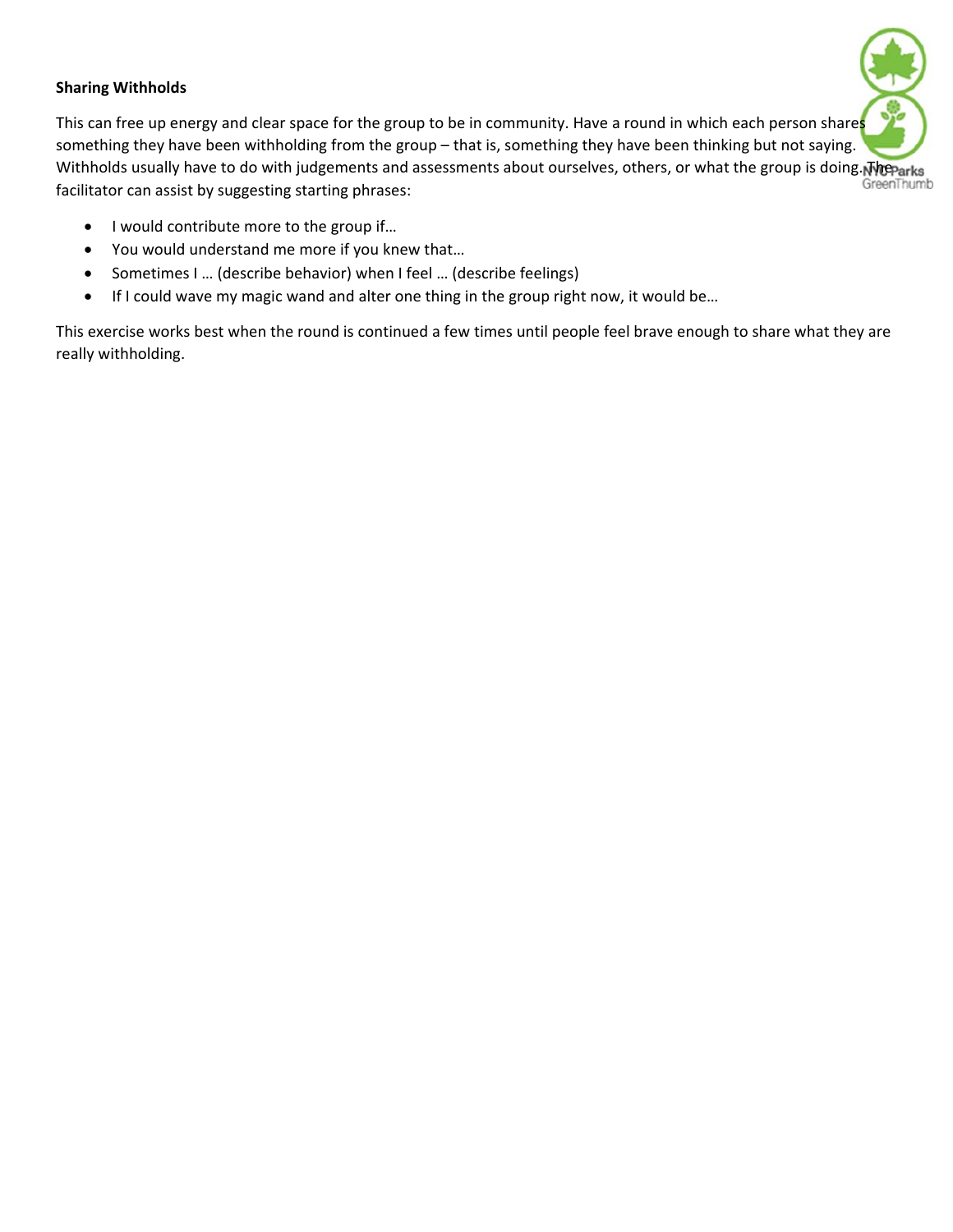**Sharing Withholds**

This can free up energy and clear space for the group to be in community. Have a round in which each person shares something they have been withholding from the group – that is, something they have been thinking but not saying. Withholds usually have to do with judgements and assessments about ourselves, others, or what the group is doing. The facilitator can assist by suggesting starting phrases:

- I would contribute more to the group if…
- You would understand me more if you knew that…
- Sometimes I … (describe behavior) when I feel … (describe feelings)
- If I could wave my magic wand and alter one thing in the group right now, it would be…

This exercise works best when the round is continued a few times until people feel brave enough to share what they are really withholding.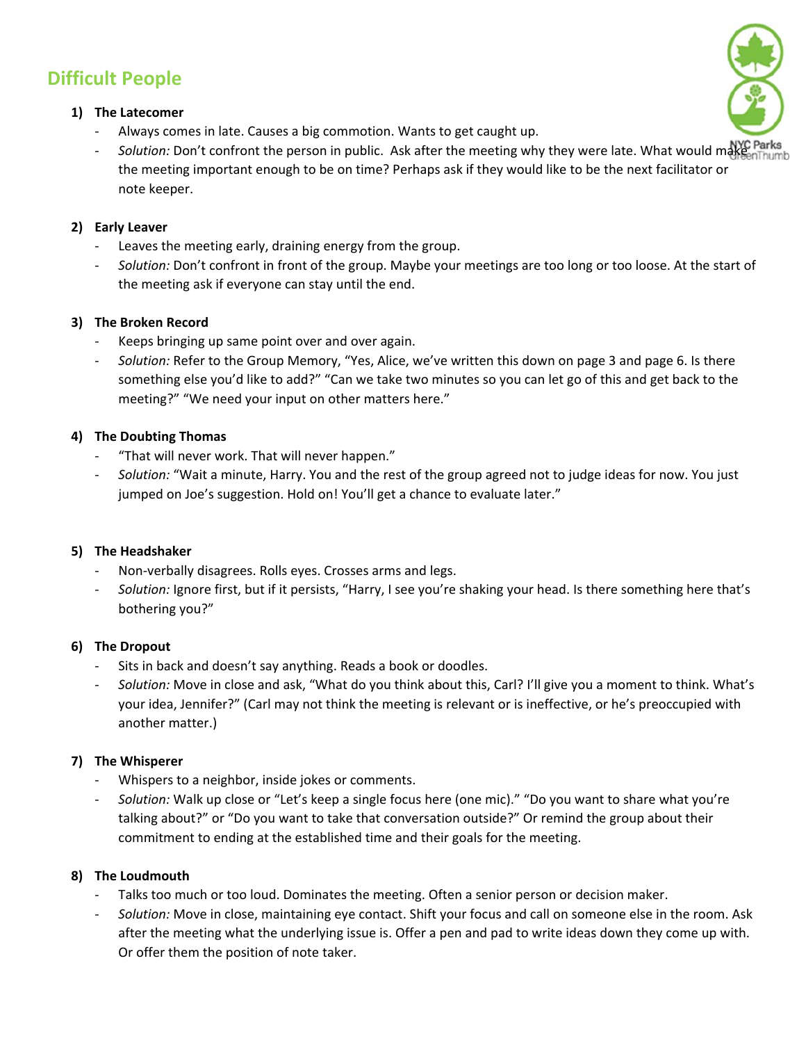## Difficult People

1) **The Latecomer**
   - Always comes in late. Causes a big commotion. Wants to get caught up.
   - *Solution:* Don't confront the person in public. Ask after the meeting why they were late. What would make the meeting important enough to be on time? Perhaps ask if they would like to be the next facilitator or note keeper.

2) **Early Leaver**
   - Leaves the meeting early, draining energy from the group.
   - *Solution:* Don't confront in front of the group. Maybe your meetings are too long or too loose. At the start of the meeting ask if everyone can stay until the end.

3) **The Broken Record**
   - Keeps bringing up same point over and over again.
   - *Solution:* Refer to the Group Memory, "Yes, Alice, we've written this down on page 3 and page 6. Is there something else you'd like to add?" "Can we take two minutes so you can let go of this and get back to the meeting?" "We need your input on other matters here."

4) **The Doubting Thomas**
   - "That will never work. That will never happen."
   - *Solution:* "Wait a minute, Harry. You and the rest of the group agreed not to judge ideas for now. You just jumped on Joe's suggestion. Hold on! You'll get a chance to evaluate later."

5) **The Headshaker**
   - Non-verbally disagrees. Rolls eyes. Crosses arms and legs.
   - *Solution:* Ignore first, but if it persists, "Harry, I see you're shaking your head. Is there something here that's bothering you?"

6) **The Dropout**
   - Sits in back and doesn't say anything. Reads a book or doodles.
   - *Solution:* Move in close and ask, "What do you think about this, Carl? I'll give you a moment to think. What's your idea, Jennifer?" (Carl may not think the meeting is relevant or is ineffective, or he's preoccupied with another matter.)

7) **The Whisperer**
   - Whispers to a neighbor, inside jokes or comments.
   - *Solution:* Walk up close or "Let's keep a single focus here (one mic)." "Do you want to share what you're talking about?" or "Do you want to take that conversation outside?" Or remind the group about their commitment to ending at the established time and their goals for the meeting.

8) **The Loudmouth**
   - Talks too much or too loud. Dominates the meeting. Often a senior person or decision maker.
   - *Solution:* Move in close, maintaining eye contact. Shift your focus and call on someone else in the room. Ask after the meeting what the underlying issue is. Offer a pen and pad to write ideas down they come up with. Or offer them the position of note taker.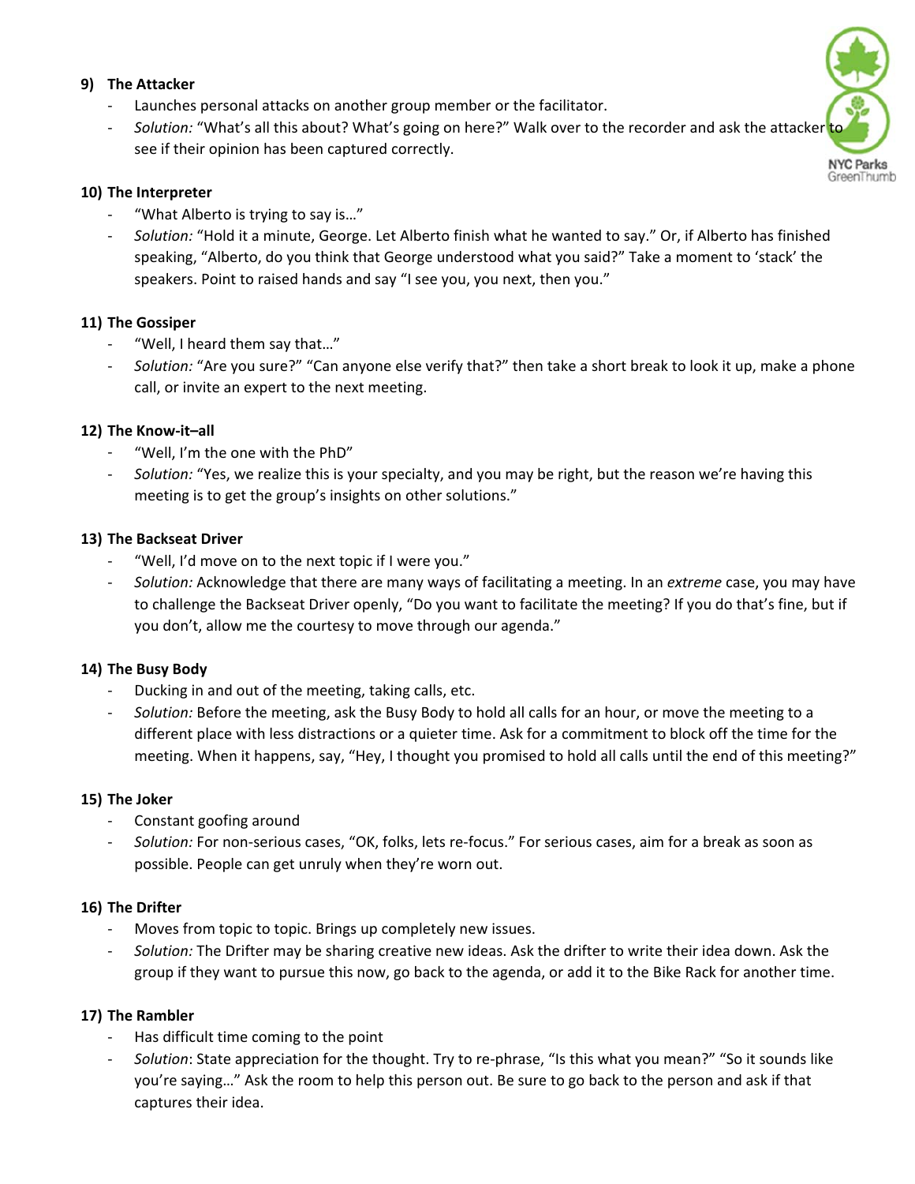**9) The Attacker**

- Launches personal attacks on another group member or the facilitator.
- *Solution:* "What's all this about? What's going on here?" Walk over to the recorder and ask the attacker to see if their opinion has been captured correctly.

**10) The Interpreter**

- "What Alberto is trying to say is…"
- *Solution:* "Hold it a minute, George. Let Alberto finish what he wanted to say." Or, if Alberto has finished speaking, "Alberto, do you think that George understood what you said?" Take a moment to 'stack' the speakers. Point to raised hands and say "I see you, you next, then you."

**11) The Gossiper**

- "Well, I heard them say that…"
- *Solution:* "Are you sure?" "Can anyone else verify that?" then take a short break to look it up, make a phone call, or invite an expert to the next meeting.

**12) The Know-it–all**

- "Well, I'm the one with the PhD"
- *Solution:* "Yes, we realize this is your specialty, and you may be right, but the reason we're having this meeting is to get the group's insights on other solutions."

**13) The Backseat Driver**

- "Well, I'd move on to the next topic if I were you."
- *Solution:* Acknowledge that there are many ways of facilitating a meeting. In an *extreme* case, you may have to challenge the Backseat Driver openly, "Do you want to facilitate the meeting? If you do that's fine, but if you don't, allow me the courtesy to move through our agenda."

**14) The Busy Body**

- Ducking in and out of the meeting, taking calls, etc.
- *Solution:* Before the meeting, ask the Busy Body to hold all calls for an hour, or move the meeting to a different place with less distractions or a quieter time. Ask for a commitment to block off the time for the meeting. When it happens, say, "Hey, I thought you promised to hold all calls until the end of this meeting?"

**15) The Joker**

- Constant goofing around
- *Solution:* For non-serious cases, "OK, folks, lets re-focus." For serious cases, aim for a break as soon as possible. People can get unruly when they're worn out.

**16) The Drifter**

- Moves from topic to topic. Brings up completely new issues.
- *Solution:* The Drifter may be sharing creative new ideas. Ask the drifter to write their idea down. Ask the group if they want to pursue this now, go back to the agenda, or add it to the Bike Rack for another time.

**17) The Rambler**

- Has difficult time coming to the point
- *Solution*: State appreciation for the thought. Try to re-phrase, "Is this what you mean?" "So it sounds like you're saying…" Ask the room to help this person out. Be sure to go back to the person and ask if that captures their idea.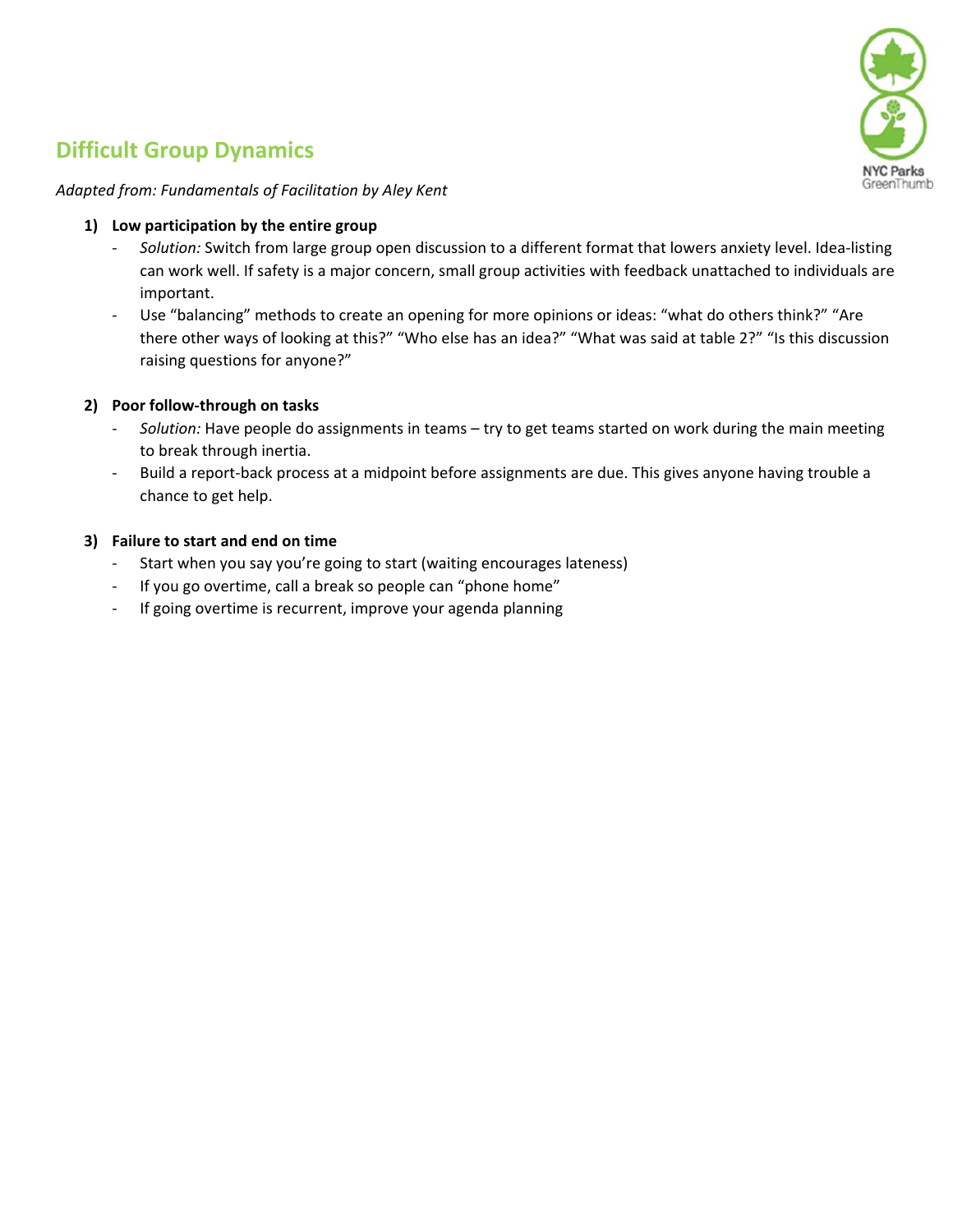## Difficult Group Dynamics

*Adapted from: Fundamentals of Facilitation by Aley Kent*

1) **Low participation by the entire group**
   - *Solution:* Switch from large group open discussion to a different format that lowers anxiety level. Idea-listing can work well. If safety is a major concern, small group activities with feedback unattached to individuals are important.
   - Use "balancing" methods to create an opening for more opinions or ideas: "what do others think?" "Are there other ways of looking at this?" "Who else has an idea?" "What was said at table 2?" "Is this discussion raising questions for anyone?"

2) **Poor follow-through on tasks**
   - *Solution:* Have people do assignments in teams – try to get teams started on work during the main meeting to break through inertia.
   - Build a report-back process at a midpoint before assignments are due. This gives anyone having trouble a chance to get help.

3) **Failure to start and end on time**
   - Start when you say you're going to start (waiting encourages lateness)
   - If you go overtime, call a break so people can "phone home"
   - If going overtime is recurrent, improve your agenda planning